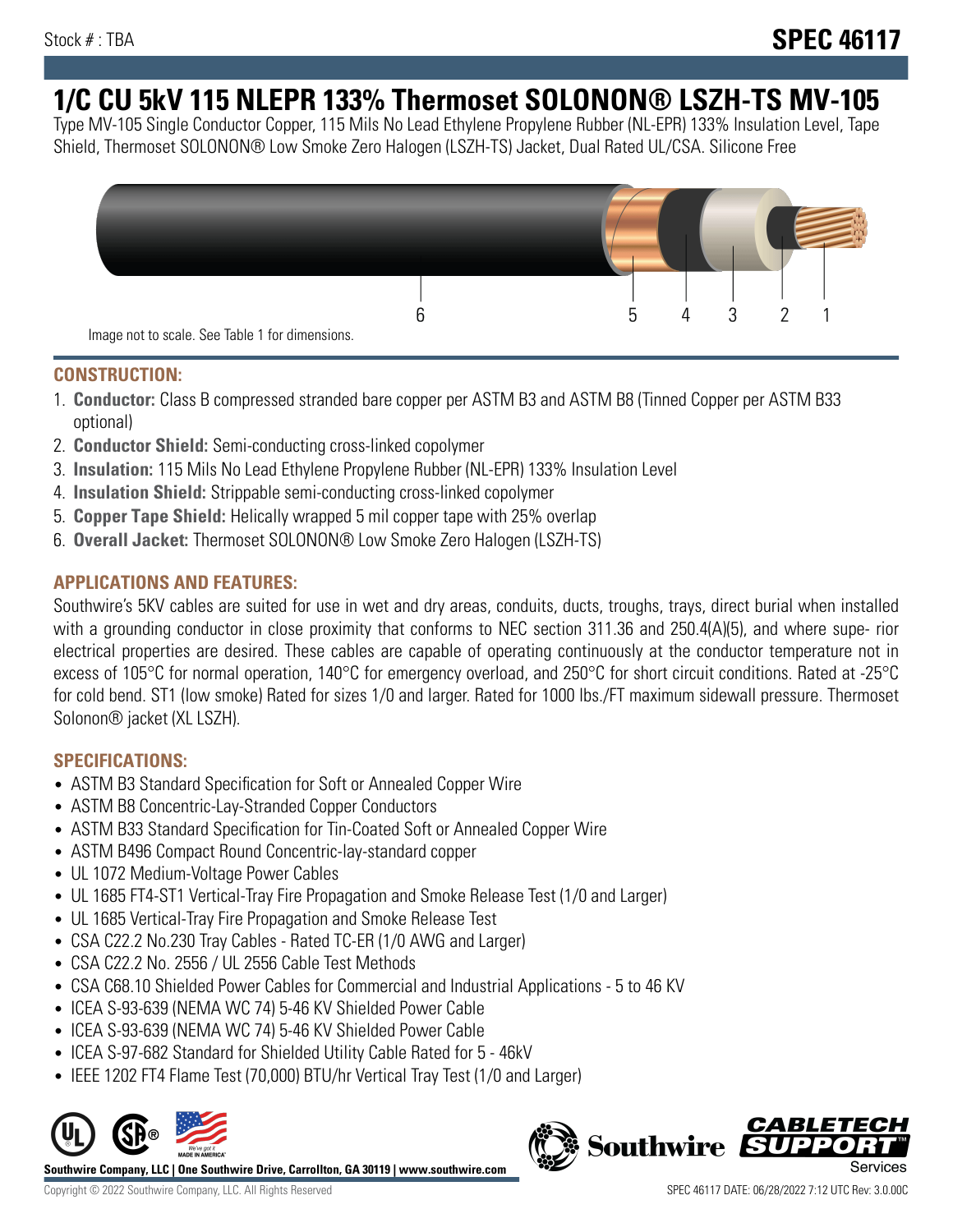Stock # : TBA

# SPEC 46117

# 1/C CU 5kV 115 NLEPR 133% Thermoset SOLONON® LSZH-TS MV-105

Type MV-105 Single Conductor Copper, 115 Mils No Lead Ethylene Propylene Rubber (NL-EPR) 133% Insulation Level, Tape Shield, Thermoset SOLONON® Low Smoke Zero Halogen (LSZH-TS) Jacket, Dual Rated UL/CSA. Silicone Free

6 5 4 3 2 1

Image not to scale. See Table 1 for dimensions.

## CONSTRUCTION:

1. **Conductor:** Class B compressed stranded bare copper per ASTM B3 and ASTM B8 (Tinned Copper per ASTM B33 optional)
2. **Conductor Shield:** Semi-conducting cross-linked copolymer
3. **Insulation:** 115 Mils No Lead Ethylene Propylene Rubber (NL-EPR) 133% Insulation Level
4. **Insulation Shield:** Strippable semi-conducting cross-linked copolymer
5. **Copper Tape Shield:** Helically wrapped 5 mil copper tape with 25% overlap
6. **Overall Jacket:** Thermoset SOLONON® Low Smoke Zero Halogen (LSZH-TS)

## APPLICATIONS AND FEATURES:

Southwire's 5KV cables are suited for use in wet and dry areas, conduits, ducts, troughs, trays, direct burial when installed with a grounding conductor in close proximity that conforms to NEC section 311.36 and 250.4(A)(5), and where supe- rior electrical properties are desired. These cables are capable of operating continuously at the conductor temperature not in excess of 105°C for normal operation, 140°C for emergency overload, and 250°C for short circuit conditions. Rated at -25°C for cold bend. ST1 (low smoke) Rated for sizes 1/0 and larger. Rated for 1000 lbs./FT maximum sidewall pressure. Thermoset Solonon® jacket (XL LSZH).

## SPECIFICATIONS:

- ASTM B3 Standard Specification for Soft or Annealed Copper Wire
- ASTM B8 Concentric-Lay-Stranded Copper Conductors
- ASTM B33 Standard Specification for Tin-Coated Soft or Annealed Copper Wire
- ASTM B496 Compact Round Concentric-lay-standard copper
- UL 1072 Medium-Voltage Power Cables
- UL 1685 FT4-ST1 Vertical-Tray Fire Propagation and Smoke Release Test (1/0 and Larger)
- UL 1685 Vertical-Tray Fire Propagation and Smoke Release Test
- CSA C22.2 No.230 Tray Cables - Rated TC-ER (1/0 AWG and Larger)
- CSA C22.2 No. 2556 / UL 2556 Cable Test Methods
- CSA C68.10 Shielded Power Cables for Commercial and Industrial Applications - 5 to 46 KV
- ICEA S-93-639 (NEMA WC 74) 5-46 KV Shielded Power Cable
- ICEA S-93-639 (NEMA WC 74) 5-46 KV Shielded Power Cable
- ICEA S-97-682 Standard for Shielded Utility Cable Rated for 5 - 46kV
- IEEE 1202 FT4 Flame Test (70,000) BTU/hr Vertical Tray Test (1/0 and Larger)

**Southwire Company, LLC | One Southwire Drive, Carrollton, GA 30119 | www.southwire.com**

Copyright © 2022 Southwire Company, LLC. All Rights Reserved

SPEC 46117 DATE: 06/28/2022 7:12 UTC Rev: 3.0.00C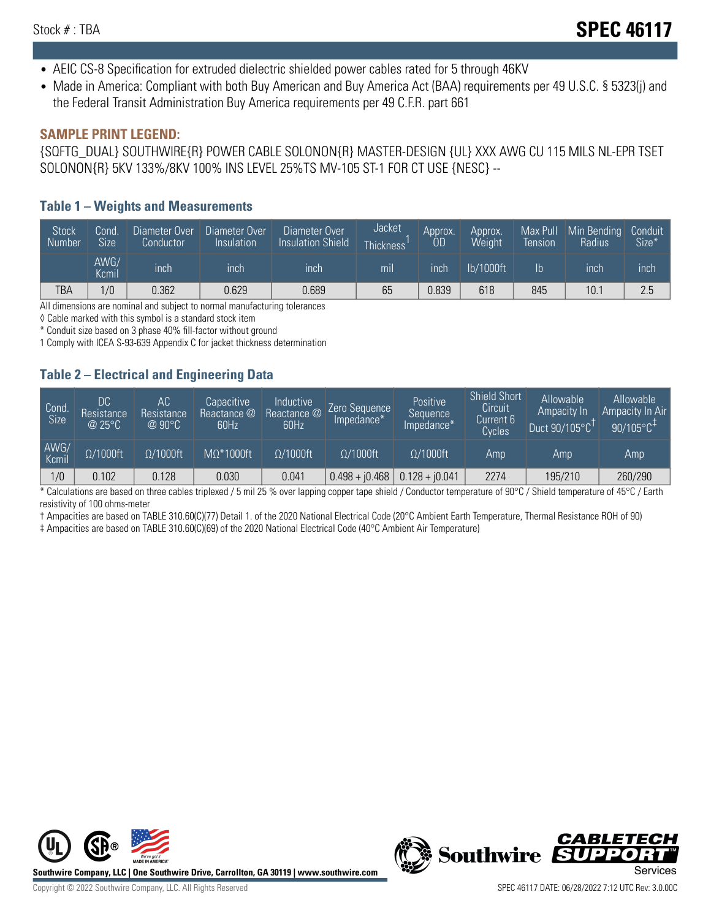Stock # : TBA

# SPEC 46117

- AEIC CS-8 Specification for extruded dielectric shielded power cables rated for 5 through 46KV
- Made in America: Compliant with both Buy American and Buy America Act (BAA) requirements per 49 U.S.C. § 5323(j) and the Federal Transit Administration Buy America requirements per 49 C.F.R. part 661

### SAMPLE PRINT LEGEND:

{SQFTG_DUAL} SOUTHWIRE{R} POWER CABLE SOLONON{R} MASTER-DESIGN {UL} XXX AWG CU 115 MILS NL-EPR TSET SOLONON{R} 5KV 133%/8KV 100% INS LEVEL 25%TS MV-105 ST-1 FOR CT USE {NESC} --

### Table 1 – Weights and Measurements

| Stock Number | Cond. Size | Diameter Over Conductor | Diameter Over Insulation | Diameter Over Insulation Shield | Jacket Thickness[1] | Approx. OD | Approx. Weight | Max Pull Tension | Min Bending Radius | Conduit Size* |
|---|---|---|---|---|---|---|---|---|---|---|
| | AWG/ Kcmil | inch | inch | inch | mil | inch | lb/1000ft | lb | inch | inch |
| TBA | 1/0 | 0.362 | 0.629 | 0.689 | 65 | 0.839 | 618 | 845 | 10.1 | 2.5 |

All dimensions are nominal and subject to normal manufacturing tolerances

◊ Cable marked with this symbol is a standard stock item

* Conduit size based on 3 phase 40% fill-factor without ground

1 Comply with ICEA S-93-639 Appendix C for jacket thickness determination

### Table 2 – Electrical and Engineering Data

| Cond. Size | DC Resistance @ 25°C | AC Resistance @ 90°C | Capacitive Reactance @ 60Hz | Inductive Reactance @ 60Hz | Zero Sequence Impedance* | Positive Sequence Impedance* | Shield Short Circuit Current 6 Cycles | Allowable Ampacity In Duct 90/105°C† | Allowable Ampacity In Air 90/105°C‡ |
|---|---|---|---|---|---|---|---|---|---|
| AWG/ Kcmil | Ω/1000ft | Ω/1000ft | MΩ*1000ft | Ω/1000ft | Ω/1000ft | Ω/1000ft | Amp | Amp | Amp |
| 1/0 | 0.102 | 0.128 | 0.030 | 0.041 | 0.498 + j0.468 | 0.128 + j0.041 | 2274 | 195/210 | 260/290 |

* Calculations are based on three cables triplexed / 5 mil 25 % over lapping copper tape shield / Conductor temperature of 90°C / Shield temperature of 45°C / Earth resistivity of 100 ohms-meter

† Ampacities are based on TABLE 310.60(C)(77) Detail 1. of the 2020 National Electrical Code (20°C Ambient Earth Temperature, Thermal Resistance ROH of 90)

‡ Ampacities are based on TABLE 310.60(C)(69) of the 2020 National Electrical Code (40°C Ambient Air Temperature)

Southwire Company, LLC | One Southwire Drive, Carrollton, GA 30119 | www.southwire.com

Copyright © 2022 Southwire Company, LLC. All Rights Reserved

SPEC 46117 DATE: 06/28/2022 7:12 UTC Rev: 3.0.00C